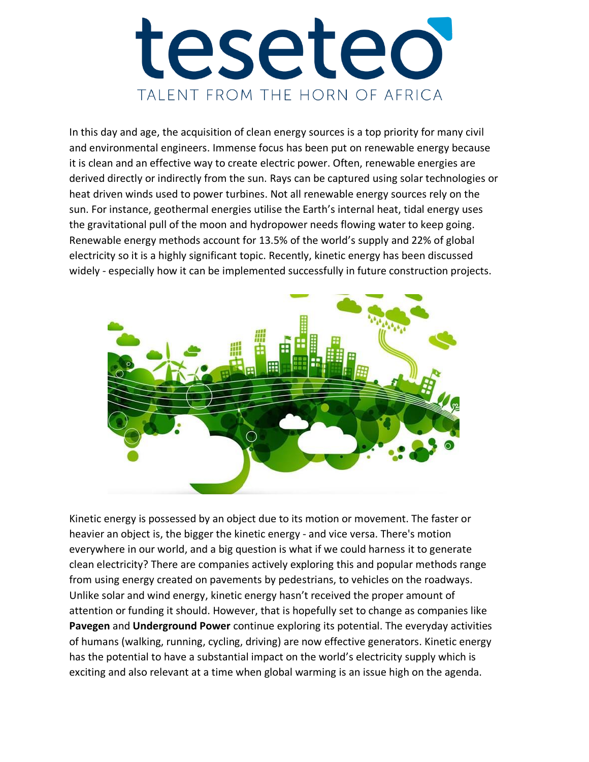# teseteo

TALENT FROM THE HORN OF AFRICA

In this day and age, the acquisition of clean energy sources is a top priority for many civil and environmental engineers. Immense focus has been put on renewable energy because it is clean and an effective way to create electric power. Often, renewable energies are derived directly or indirectly from the sun. Rays can be captured using solar technologies or heat driven winds used to power turbines. Not all renewable energy sources rely on the sun. For instance, geothermal energies utilise the Earth's internal heat, tidal energy uses the gravitational pull of the moon and hydropower needs flowing water to keep going. Renewable energy methods account for 13.5% of the world's supply and 22% of global electricity so it is a highly significant topic. Recently, kinetic energy has been discussed widely - especially how it can be implemented successfully in future construction projects.

Kinetic energy is possessed by an object due to its motion or movement. The faster or heavier an object is, the bigger the kinetic energy - and vice versa. There's motion everywhere in our world, and a big question is what if we could harness it to generate clean electricity? There are companies actively exploring this and popular methods range from using energy created on pavements by pedestrians, to vehicles on the roadways. Unlike solar and wind energy, kinetic energy hasn't received the proper amount of attention or funding it should. However, that is hopefully set to change as companies like **Pavegen** and **Underground Power** continue exploring its potential. The everyday activities of humans (walking, running, cycling, driving) are now effective generators. Kinetic energy has the potential to have a substantial impact on the world's electricity supply which is exciting and also relevant at a time when global warming is an issue high on the agenda.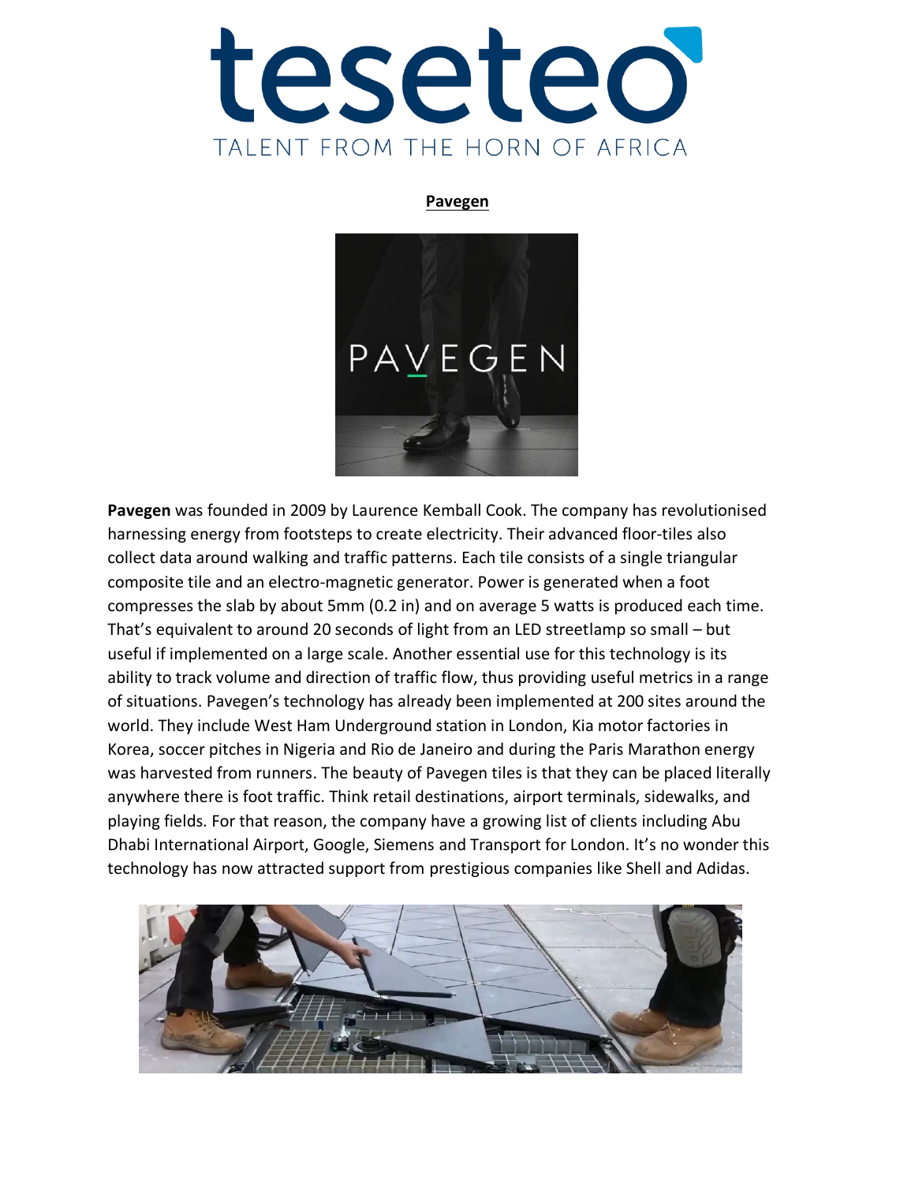# teseteo

TALENT FROM THE HORN OF AFRICA

**Pavegen**

**Pavegen** was founded in 2009 by Laurence Kemball Cook. The company has revolutionised harnessing energy from footsteps to create electricity. Their advanced floor-tiles also collect data around walking and traffic patterns. Each tile consists of a single triangular composite tile and an electro-magnetic generator. Power is generated when a foot compresses the slab by about 5mm (0.2 in) and on average 5 watts is produced each time. That's equivalent to around 20 seconds of light from an LED streetlamp so small – but useful if implemented on a large scale. Another essential use for this technology is its ability to track volume and direction of traffic flow, thus providing useful metrics in a range of situations. Pavegen's technology has already been implemented at 200 sites around the world. They include West Ham Underground station in London, Kia motor factories in Korea, soccer pitches in Nigeria and Rio de Janeiro and during the Paris Marathon energy was harvested from runners. The beauty of Pavegen tiles is that they can be placed literally anywhere there is foot traffic. Think retail destinations, airport terminals, sidewalks, and playing fields. For that reason, the company have a growing list of clients including Abu Dhabi International Airport, Google, Siemens and Transport for London. It's no wonder this technology has now attracted support from prestigious companies like Shell and Adidas.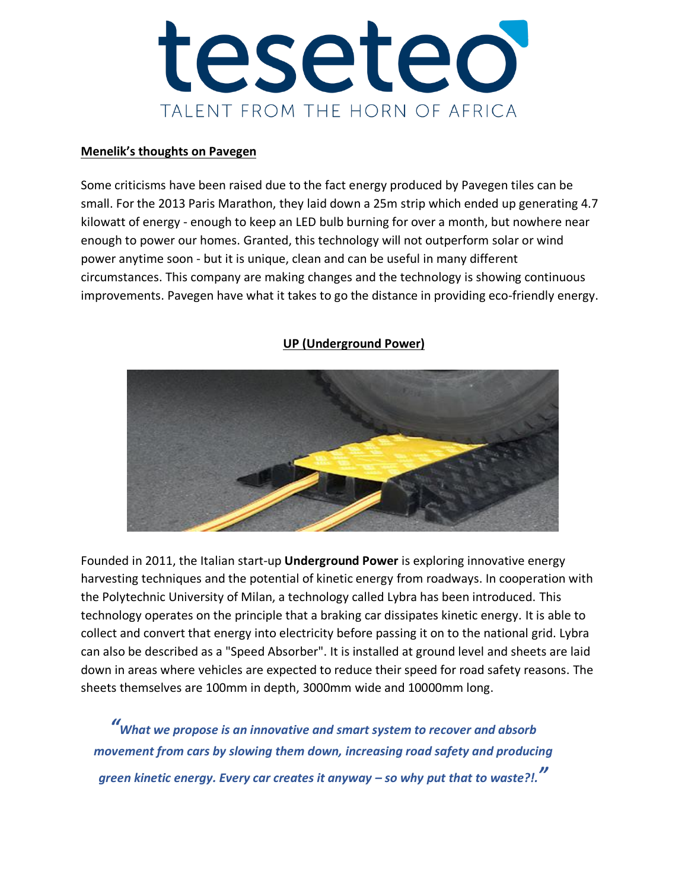# teseteo

TALENT FROM THE HORN OF AFRICA

**Menelik's thoughts on Pavegen**

Some criticisms have been raised due to the fact energy produced by Pavegen tiles can be small. For the 2013 Paris Marathon, they laid down a 25m strip which ended up generating 4.7 kilowatt of energy - enough to keep an LED bulb burning for over a month, but nowhere near enough to power our homes. Granted, this technology will not outperform solar or wind power anytime soon - but it is unique, clean and can be useful in many different circumstances. This company are making changes and the technology is showing continuous improvements. Pavegen have what it takes to go the distance in providing eco-friendly energy.

## UP (Underground Power)

Founded in 2011, the Italian start-up **Underground Power** is exploring innovative energy harvesting techniques and the potential of kinetic energy from roadways. In cooperation with the Polytechnic University of Milan, a technology called Lybra has been introduced. This technology operates on the principle that a braking car dissipates kinetic energy. It is able to collect and convert that energy into electricity before passing it on to the national grid. Lybra can also be described as a "Speed Absorber". It is installed at ground level and sheets are laid down in areas where vehicles are expected to reduce their speed for road safety reasons. The sheets themselves are 100mm in depth, 3000mm wide and 10000mm long.

*"What we propose is an innovative and smart system to recover and absorb movement from cars by slowing them down, increasing road safety and producing green kinetic energy. Every car creates it anyway – so why put that to waste?!."*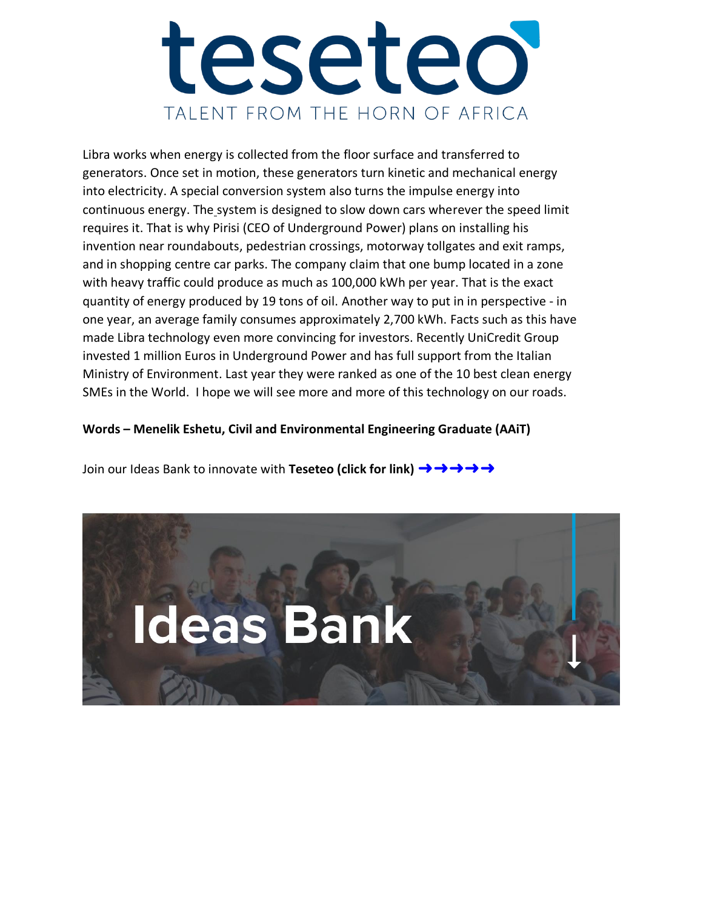Libra works when energy is collected from the floor surface and transferred to generators. Once set in motion, these generators turn kinetic and mechanical energy into electricity. A special conversion system also turns the impulse energy into continuous energy. The system is designed to slow down cars wherever the speed limit requires it. That is why Pirisi (CEO of Underground Power) plans on installing his invention near roundabouts, pedestrian crossings, motorway tollgates and exit ramps, and in shopping centre car parks. The company claim that one bump located in a zone with heavy traffic could produce as much as 100,000 kWh per year. That is the exact quantity of energy produced by 19 tons of oil. Another way to put in in perspective - in one year, an average family consumes approximately 2,700 kWh. Facts such as this have made Libra technology even more convincing for investors. Recently UniCredit Group invested 1 million Euros in Underground Power and has full support from the Italian Ministry of Environment. Last year they were ranked as one of the 10 best clean energy SMEs in the World. I hope we will see more and more of this technology on our roads.

**Words – Menelik Eshetu, Civil and Environmental Engineering Graduate (AAiT)**

Join our Ideas Bank to innovate with **Teseteo (click for link)** ➔➔➔➔➔

Ideas Bank